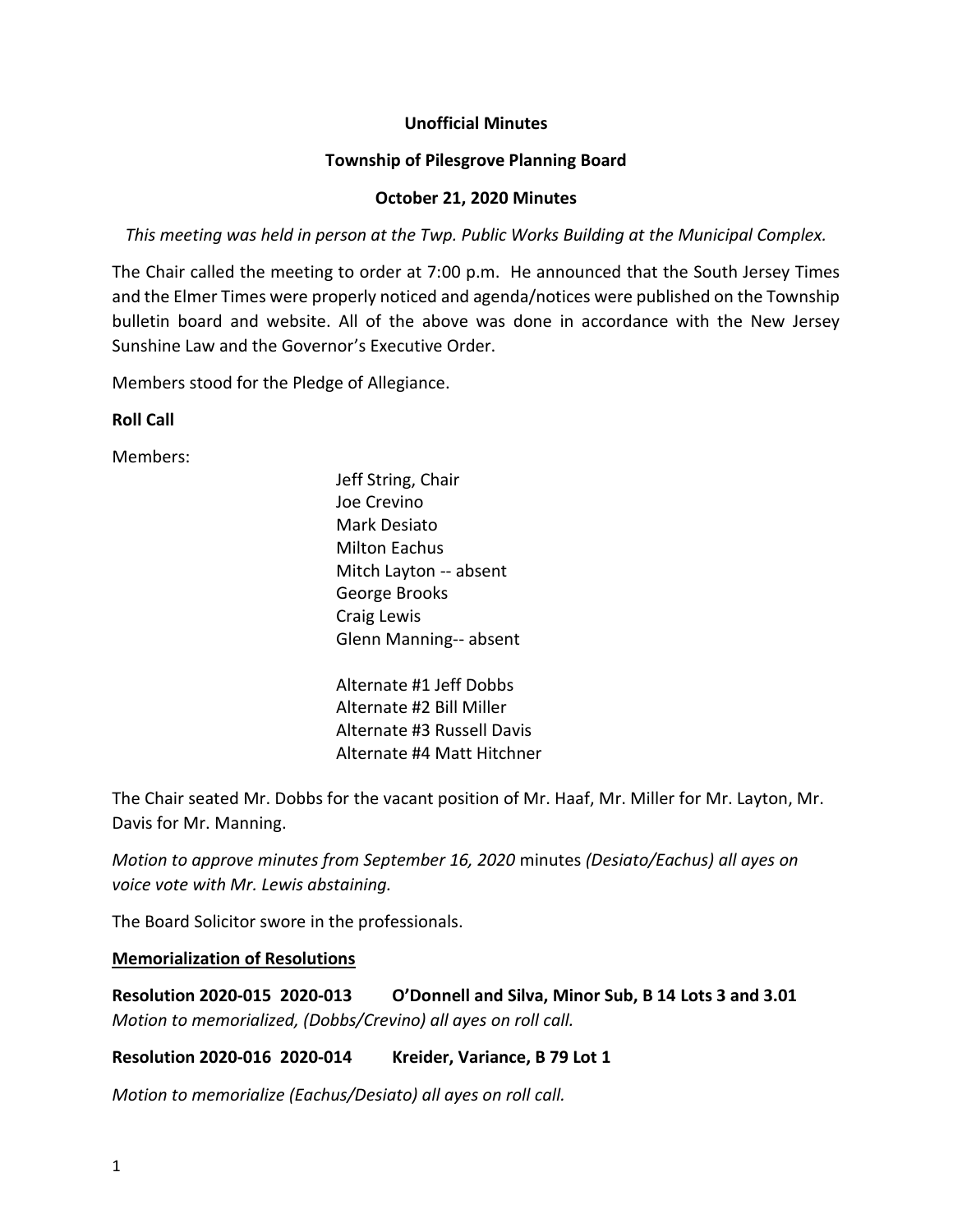**Unofficial Minutes**

**Township of Pilesgrove Planning Board**

**October 21, 2020 Minutes**

*This meeting was held in person at the Twp. Public Works Building at the Municipal Complex.*

The Chair called the meeting to order at 7:00 p.m. He announced that the South Jersey Times and the Elmer Times were properly noticed and agenda/notices were published on the Township bulletin board and website. All of the above was done in accordance with the New Jersey Sunshine Law and the Governor's Executive Order.

Members stood for the Pledge of Allegiance.

**Roll Call**

Members:

Jeff String, Chair
Joe Crevino
Mark Desiato
Milton Eachus
Mitch Layton -- absent
George Brooks
Craig Lewis
Glenn Manning-- absent

Alternate #1 Jeff Dobbs
Alternate #2 Bill Miller
Alternate #3 Russell Davis
Alternate #4 Matt Hitchner

The Chair seated Mr. Dobbs for the vacant position of Mr. Haaf, Mr. Miller for Mr. Layton, Mr. Davis for Mr. Manning.

*Motion to approve minutes from September 16, 2020* minutes *(Desiato/Eachus) all ayes on voice vote with Mr. Lewis abstaining.*

The Board Solicitor swore in the professionals.

**Memorialization of Resolutions**

**Resolution 2020-015 2020-013 O'Donnell and Silva, Minor Sub, B 14 Lots 3 and 3.01**
*Motion to memorialized, (Dobbs/Crevino) all ayes on roll call.*

**Resolution 2020-016 2020-014 Kreider, Variance, B 79 Lot 1**

*Motion to memorialize (Eachus/Desiato) all ayes on roll call.*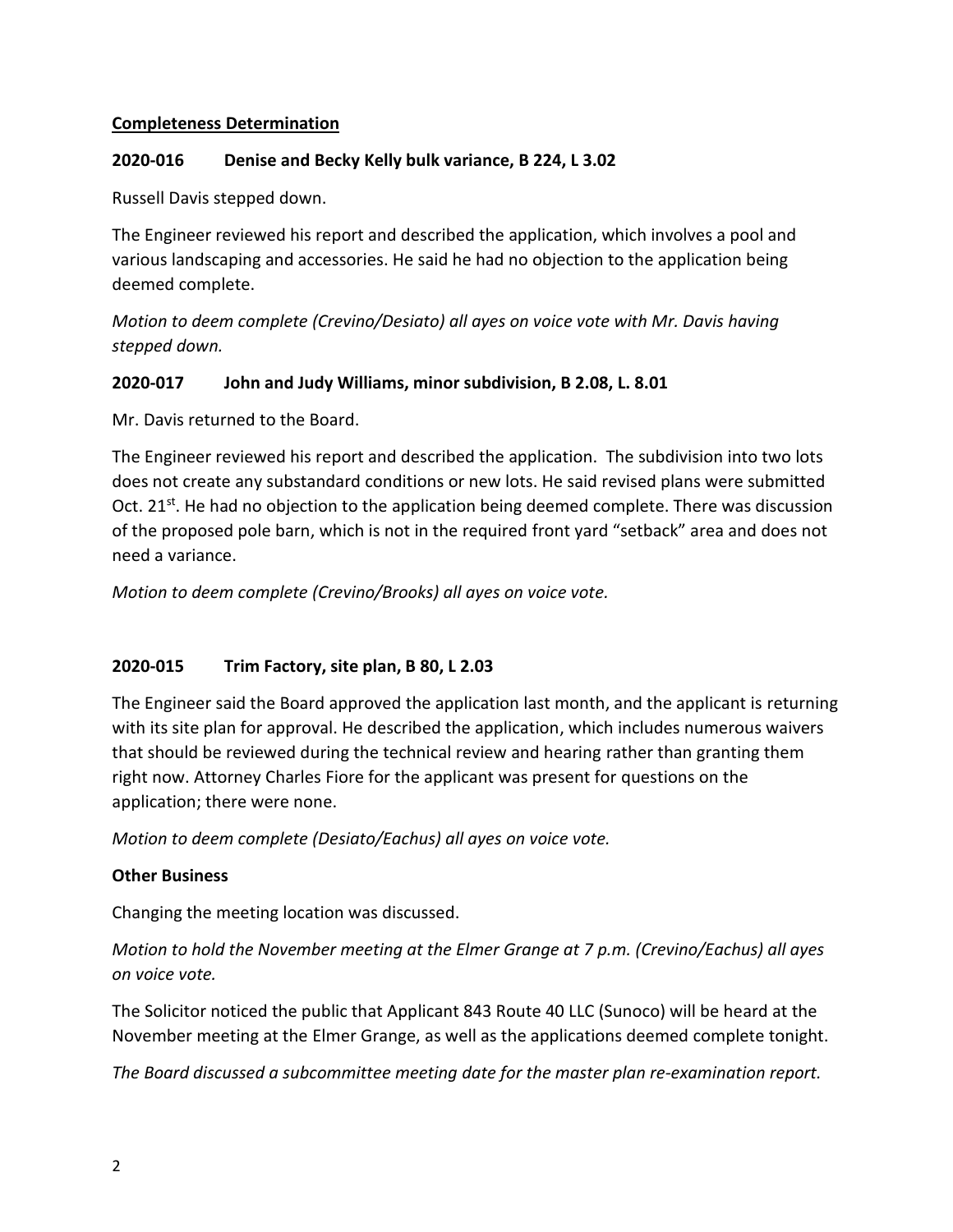## Completeness Determination

### 2020-016 Denise and Becky Kelly bulk variance, B 224, L 3.02

Russell Davis stepped down.

The Engineer reviewed his report and described the application, which involves a pool and various landscaping and accessories. He said he had no objection to the application being deemed complete.

*Motion to deem complete (Crevino/Desiato) all ayes on voice vote with Mr. Davis having stepped down.*

### 2020-017 John and Judy Williams, minor subdivision, B 2.08, L. 8.01

Mr. Davis returned to the Board.

The Engineer reviewed his report and described the application. The subdivision into two lots does not create any substandard conditions or new lots. He said revised plans were submitted Oct. 21st. He had no objection to the application being deemed complete. There was discussion of the proposed pole barn, which is not in the required front yard "setback" area and does not need a variance.

*Motion to deem complete (Crevino/Brooks) all ayes on voice vote.*

### 2020-015 Trim Factory, site plan, B 80, L 2.03

The Engineer said the Board approved the application last month, and the applicant is returning with its site plan for approval. He described the application, which includes numerous waivers that should be reviewed during the technical review and hearing rather than granting them right now. Attorney Charles Fiore for the applicant was present for questions on the application; there were none.

*Motion to deem complete (Desiato/Eachus) all ayes on voice vote.*

### Other Business

Changing the meeting location was discussed.

*Motion to hold the November meeting at the Elmer Grange at 7 p.m. (Crevino/Eachus) all ayes on voice vote.*

The Solicitor noticed the public that Applicant 843 Route 40 LLC (Sunoco) will be heard at the November meeting at the Elmer Grange, as well as the applications deemed complete tonight.

*The Board discussed a subcommittee meeting date for the master plan re-examination report.*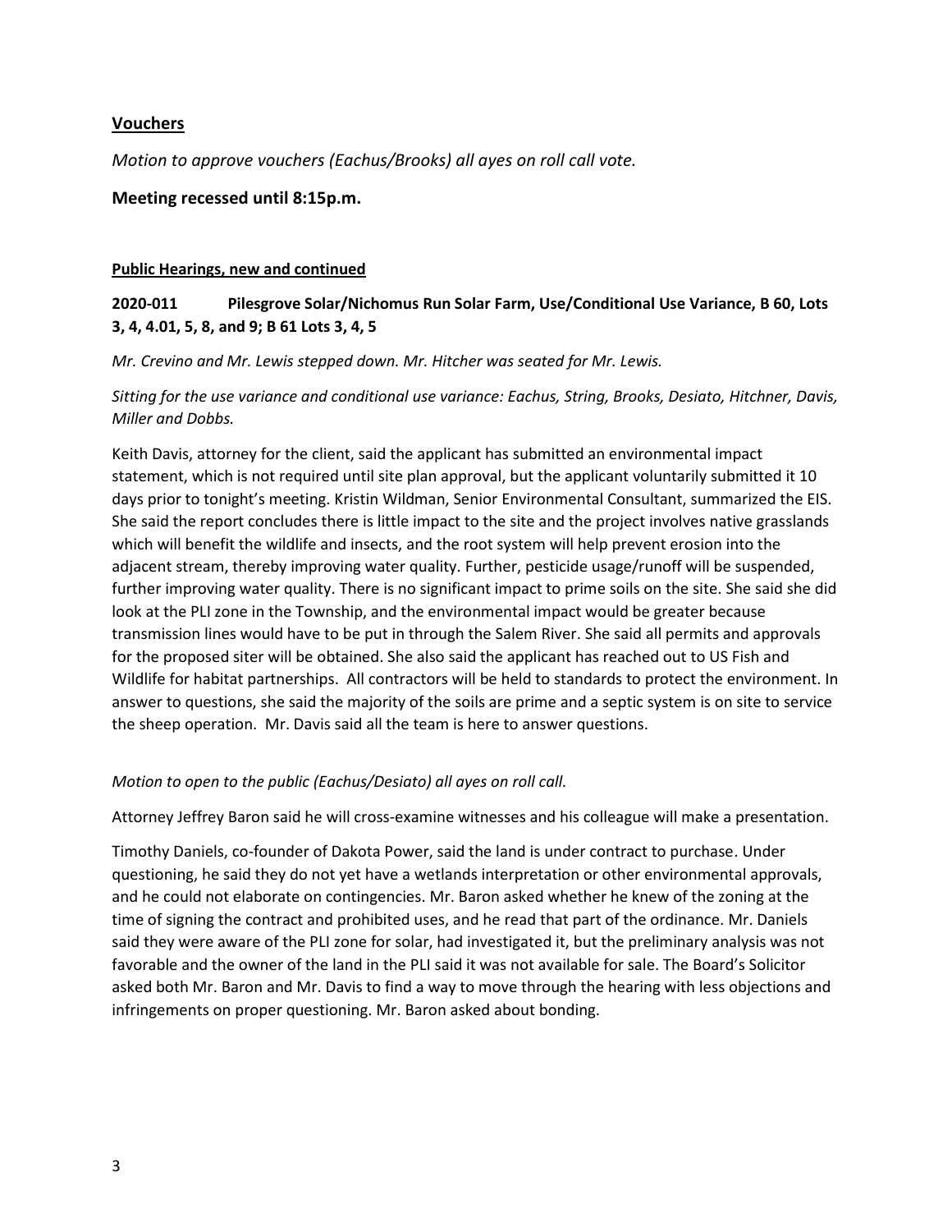## Vouchers

*Motion to approve vouchers (Eachus/Brooks) all ayes on roll call vote.*

**Meeting recessed until 8:15p.m.**

### Public Hearings, new and continued

**2020-011 Pilesgrove Solar/Nichomus Run Solar Farm, Use/Conditional Use Variance, B 60, Lots 3, 4, 4.01, 5, 8, and 9; B 61 Lots 3, 4, 5**

*Mr. Crevino and Mr. Lewis stepped down. Mr. Hitcher was seated for Mr. Lewis.*

*Sitting for the use variance and conditional use variance: Eachus, String, Brooks, Desiato, Hitchner, Davis, Miller and Dobbs.*

Keith Davis, attorney for the client, said the applicant has submitted an environmental impact statement, which is not required until site plan approval, but the applicant voluntarily submitted it 10 days prior to tonight's meeting. Kristin Wildman, Senior Environmental Consultant, summarized the EIS. She said the report concludes there is little impact to the site and the project involves native grasslands which will benefit the wildlife and insects, and the root system will help prevent erosion into the adjacent stream, thereby improving water quality. Further, pesticide usage/runoff will be suspended, further improving water quality. There is no significant impact to prime soils on the site. She said she did look at the PLI zone in the Township, and the environmental impact would be greater because transmission lines would have to be put in through the Salem River. She said all permits and approvals for the proposed siter will be obtained. She also said the applicant has reached out to US Fish and Wildlife for habitat partnerships. All contractors will be held to standards to protect the environment. In answer to questions, she said the majority of the soils are prime and a septic system is on site to service the sheep operation. Mr. Davis said all the team is here to answer questions.

*Motion to open to the public (Eachus/Desiato) all ayes on roll call.*

Attorney Jeffrey Baron said he will cross-examine witnesses and his colleague will make a presentation.

Timothy Daniels, co-founder of Dakota Power, said the land is under contract to purchase. Under questioning, he said they do not yet have a wetlands interpretation or other environmental approvals, and he could not elaborate on contingencies. Mr. Baron asked whether he knew of the zoning at the time of signing the contract and prohibited uses, and he read that part of the ordinance. Mr. Daniels said they were aware of the PLI zone for solar, had investigated it, but the preliminary analysis was not favorable and the owner of the land in the PLI said it was not available for sale. The Board's Solicitor asked both Mr. Baron and Mr. Davis to find a way to move through the hearing with less objections and infringements on proper questioning. Mr. Baron asked about bonding.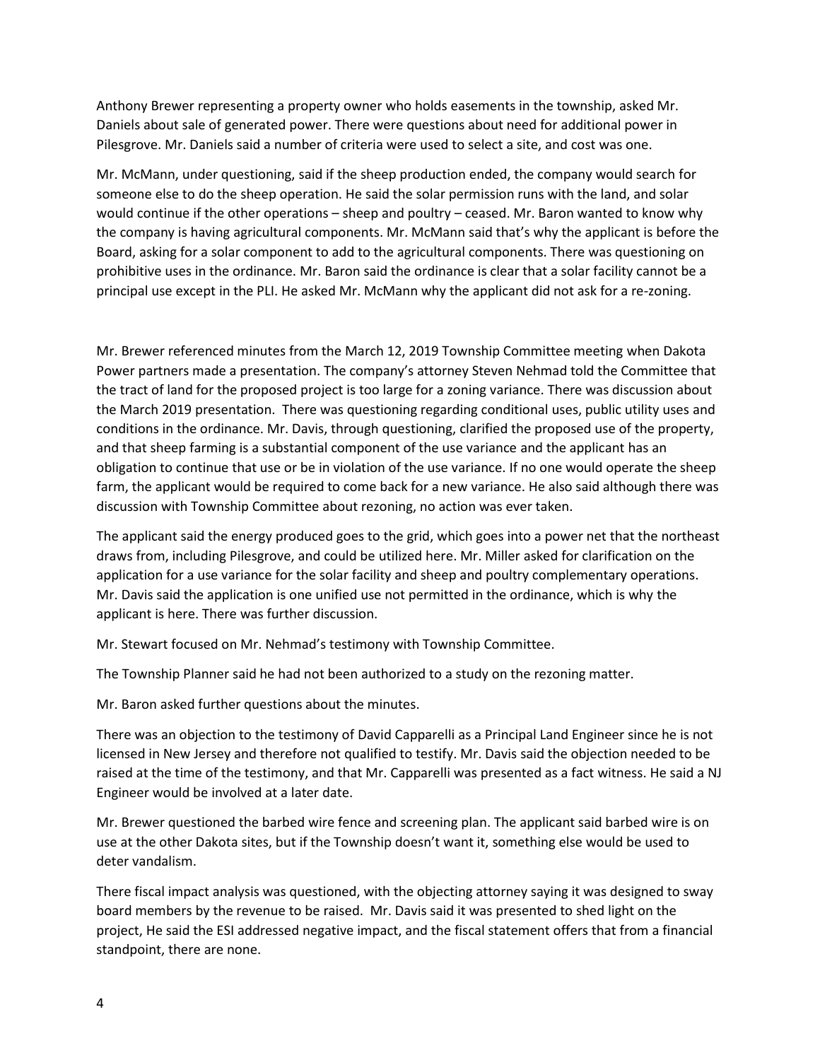Anthony Brewer representing a property owner who holds easements in the township, asked Mr. Daniels about sale of generated power. There were questions about need for additional power in Pilesgrove. Mr. Daniels said a number of criteria were used to select a site, and cost was one.

Mr. McMann, under questioning, said if the sheep production ended, the company would search for someone else to do the sheep operation. He said the solar permission runs with the land, and solar would continue if the other operations – sheep and poultry – ceased. Mr. Baron wanted to know why the company is having agricultural components. Mr. McMann said that's why the applicant is before the Board, asking for a solar component to add to the agricultural components. There was questioning on prohibitive uses in the ordinance. Mr. Baron said the ordinance is clear that a solar facility cannot be a principal use except in the PLI. He asked Mr. McMann why the applicant did not ask for a re-zoning.

Mr. Brewer referenced minutes from the March 12, 2019 Township Committee meeting when Dakota Power partners made a presentation. The company's attorney Steven Nehmad told the Committee that the tract of land for the proposed project is too large for a zoning variance. There was discussion about the March 2019 presentation. There was questioning regarding conditional uses, public utility uses and conditions in the ordinance. Mr. Davis, through questioning, clarified the proposed use of the property, and that sheep farming is a substantial component of the use variance and the applicant has an obligation to continue that use or be in violation of the use variance. If no one would operate the sheep farm, the applicant would be required to come back for a new variance. He also said although there was discussion with Township Committee about rezoning, no action was ever taken.

The applicant said the energy produced goes to the grid, which goes into a power net that the northeast draws from, including Pilesgrove, and could be utilized here. Mr. Miller asked for clarification on the application for a use variance for the solar facility and sheep and poultry complementary operations. Mr. Davis said the application is one unified use not permitted in the ordinance, which is why the applicant is here. There was further discussion.

Mr. Stewart focused on Mr. Nehmad's testimony with Township Committee.

The Township Planner said he had not been authorized to a study on the rezoning matter.

Mr. Baron asked further questions about the minutes.

There was an objection to the testimony of David Capparelli as a Principal Land Engineer since he is not licensed in New Jersey and therefore not qualified to testify. Mr. Davis said the objection needed to be raised at the time of the testimony, and that Mr. Capparelli was presented as a fact witness. He said a NJ Engineer would be involved at a later date.

Mr. Brewer questioned the barbed wire fence and screening plan. The applicant said barbed wire is on use at the other Dakota sites, but if the Township doesn't want it, something else would be used to deter vandalism.

There fiscal impact analysis was questioned, with the objecting attorney saying it was designed to sway board members by the revenue to be raised. Mr. Davis said it was presented to shed light on the project, He said the ESI addressed negative impact, and the fiscal statement offers that from a financial standpoint, there are none.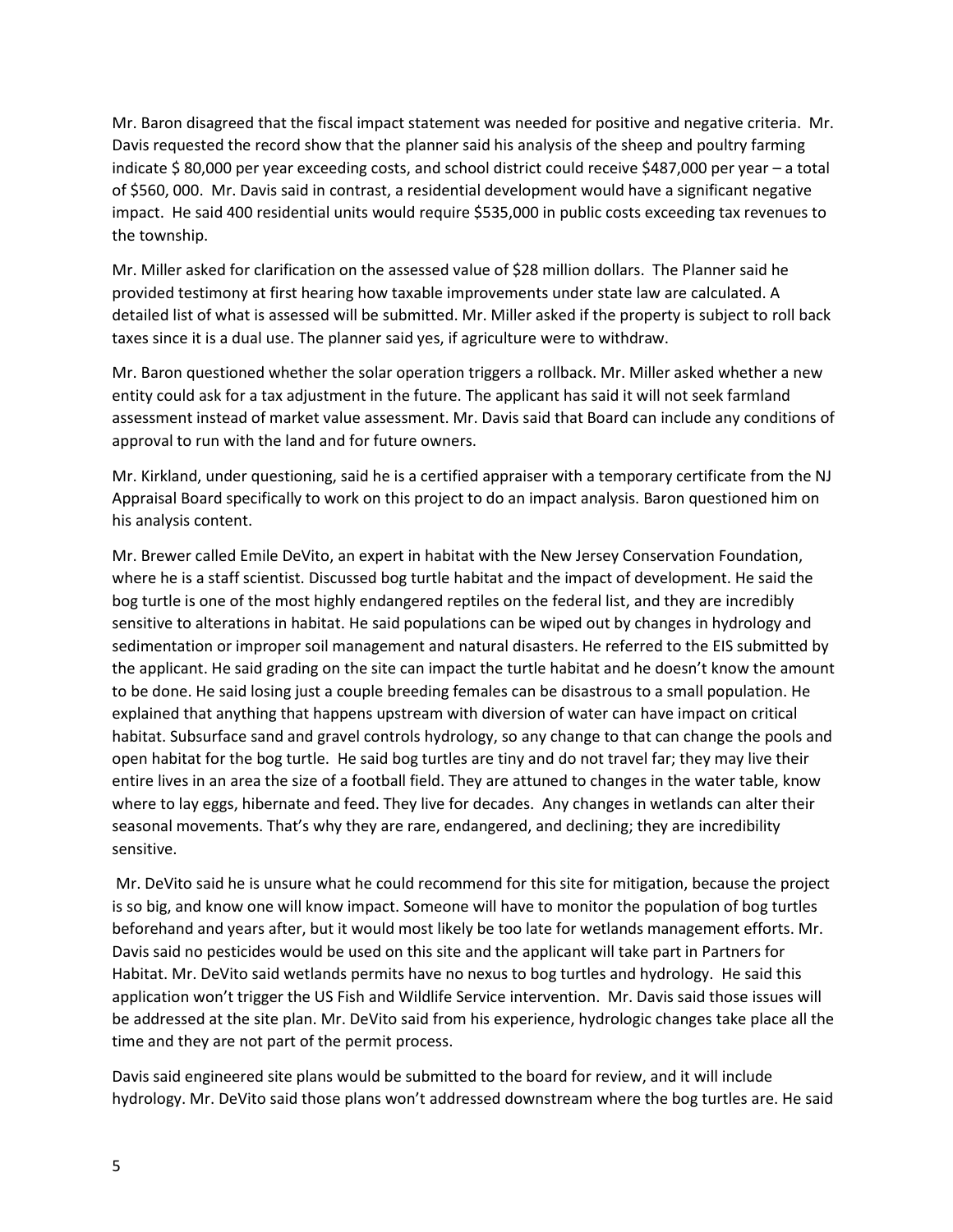Mr. Baron disagreed that the fiscal impact statement was needed for positive and negative criteria. Mr. Davis requested the record show that the planner said his analysis of the sheep and poultry farming indicate $ 80,000 per year exceeding costs, and school district could receive $487,000 per year – a total of $560, 000. Mr. Davis said in contrast, a residential development would have a significant negative impact. He said 400 residential units would require $535,000 in public costs exceeding tax revenues to the township.

Mr. Miller asked for clarification on the assessed value of $28 million dollars. The Planner said he provided testimony at first hearing how taxable improvements under state law are calculated. A detailed list of what is assessed will be submitted. Mr. Miller asked if the property is subject to roll back taxes since it is a dual use. The planner said yes, if agriculture were to withdraw.

Mr. Baron questioned whether the solar operation triggers a rollback. Mr. Miller asked whether a new entity could ask for a tax adjustment in the future. The applicant has said it will not seek farmland assessment instead of market value assessment. Mr. Davis said that Board can include any conditions of approval to run with the land and for future owners.

Mr. Kirkland, under questioning, said he is a certified appraiser with a temporary certificate from the NJ Appraisal Board specifically to work on this project to do an impact analysis. Baron questioned him on his analysis content.

Mr. Brewer called Emile DeVito, an expert in habitat with the New Jersey Conservation Foundation, where he is a staff scientist. Discussed bog turtle habitat and the impact of development. He said the bog turtle is one of the most highly endangered reptiles on the federal list, and they are incredibly sensitive to alterations in habitat. He said populations can be wiped out by changes in hydrology and sedimentation or improper soil management and natural disasters. He referred to the EIS submitted by the applicant. He said grading on the site can impact the turtle habitat and he doesn't know the amount to be done. He said losing just a couple breeding females can be disastrous to a small population. He explained that anything that happens upstream with diversion of water can have impact on critical habitat. Subsurface sand and gravel controls hydrology, so any change to that can change the pools and open habitat for the bog turtle. He said bog turtles are tiny and do not travel far; they may live their entire lives in an area the size of a football field. They are attuned to changes in the water table, know where to lay eggs, hibernate and feed. They live for decades. Any changes in wetlands can alter their seasonal movements. That's why they are rare, endangered, and declining; they are incredibility sensitive.

Mr. DeVito said he is unsure what he could recommend for this site for mitigation, because the project is so big, and know one will know impact. Someone will have to monitor the population of bog turtles beforehand and years after, but it would most likely be too late for wetlands management efforts. Mr. Davis said no pesticides would be used on this site and the applicant will take part in Partners for Habitat. Mr. DeVito said wetlands permits have no nexus to bog turtles and hydrology. He said this application won't trigger the US Fish and Wildlife Service intervention. Mr. Davis said those issues will be addressed at the site plan. Mr. DeVito said from his experience, hydrologic changes take place all the time and they are not part of the permit process.

Davis said engineered site plans would be submitted to the board for review, and it will include hydrology. Mr. DeVito said those plans won't addressed downstream where the bog turtles are. He said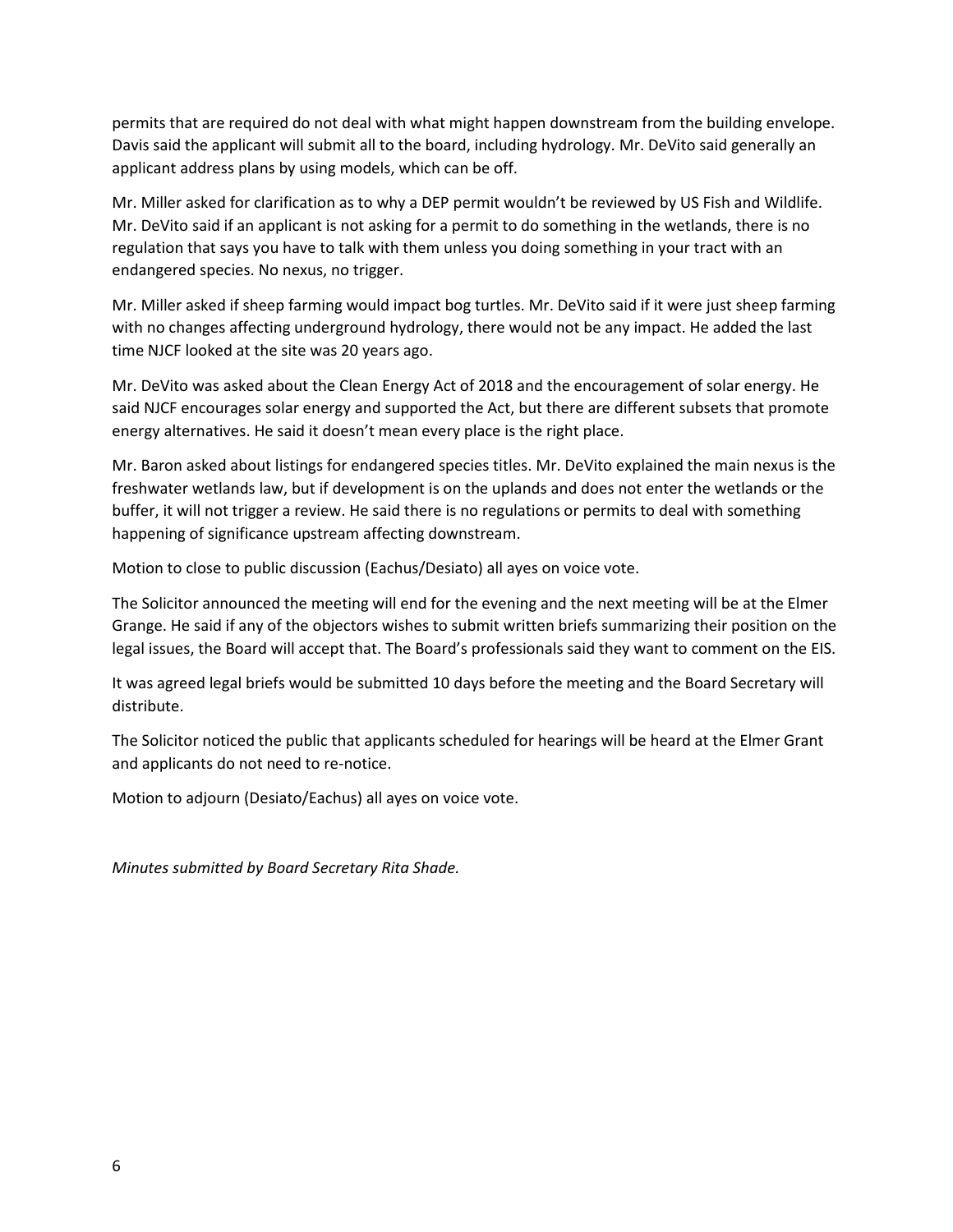permits that are required do not deal with what might happen downstream from the building envelope. Davis said the applicant will submit all to the board, including hydrology. Mr. DeVito said generally an applicant address plans by using models, which can be off.

Mr. Miller asked for clarification as to why a DEP permit wouldn't be reviewed by US Fish and Wildlife. Mr. DeVito said if an applicant is not asking for a permit to do something in the wetlands, there is no regulation that says you have to talk with them unless you doing something in your tract with an endangered species. No nexus, no trigger.

Mr. Miller asked if sheep farming would impact bog turtles. Mr. DeVito said if it were just sheep farming with no changes affecting underground hydrology, there would not be any impact. He added the last time NJCF looked at the site was 20 years ago.

Mr. DeVito was asked about the Clean Energy Act of 2018 and the encouragement of solar energy. He said NJCF encourages solar energy and supported the Act, but there are different subsets that promote energy alternatives. He said it doesn't mean every place is the right place.

Mr. Baron asked about listings for endangered species titles. Mr. DeVito explained the main nexus is the freshwater wetlands law, but if development is on the uplands and does not enter the wetlands or the buffer, it will not trigger a review. He said there is no regulations or permits to deal with something happening of significance upstream affecting downstream.

Motion to close to public discussion (Eachus/Desiato) all ayes on voice vote.

The Solicitor announced the meeting will end for the evening and the next meeting will be at the Elmer Grange. He said if any of the objectors wishes to submit written briefs summarizing their position on the legal issues, the Board will accept that. The Board's professionals said they want to comment on the EIS.

It was agreed legal briefs would be submitted 10 days before the meeting and the Board Secretary will distribute.

The Solicitor noticed the public that applicants scheduled for hearings will be heard at the Elmer Grant and applicants do not need to re-notice.

Motion to adjourn (Desiato/Eachus) all ayes on voice vote.

*Minutes submitted by Board Secretary Rita Shade.*